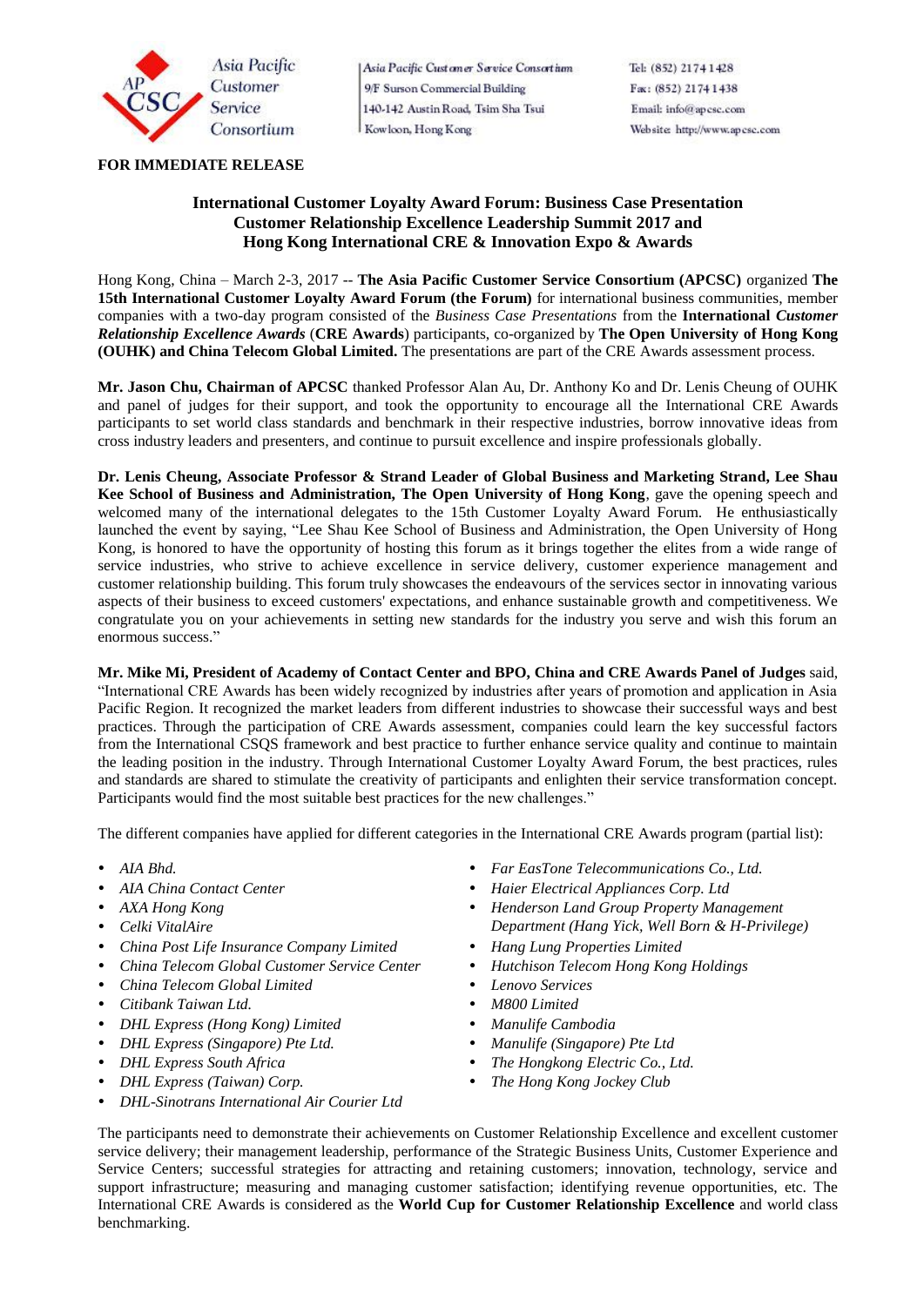Asia Pacific Customer Service Consortium
9/F Surson Commercial Building
140-142 Austin Road, Tsim Sha Tsui
Kowloon, Hong Kong

Tel: (852) 2174 1428
Fax: (852) 2174 1438
Email: info@apcsc.com
Website: http://www.apcsc.com

**FOR IMMEDIATE RELEASE**

## International Customer Loyalty Award Forum: Business Case Presentation Customer Relationship Excellence Leadership Summit 2017 and Hong Kong International CRE & Innovation Expo & Awards

Hong Kong, China – March 2-3, 2017 -- **The Asia Pacific Customer Service Consortium (APCSC)** organized **The 15th International Customer Loyalty Award Forum (the Forum)** for international business communities, member companies with a two-day program consisted of the *Business Case Presentations* from the **International *Customer Relationship Excellence Awards*** (**CRE Awards**) participants, co-organized by **The Open University of Hong Kong (OUHK) and China Telecom Global Limited.** The presentations are part of the CRE Awards assessment process.

**Mr. Jason Chu, Chairman of APCSC** thanked Professor Alan Au, Dr. Anthony Ko and Dr. Lenis Cheung of OUHK and panel of judges for their support, and took the opportunity to encourage all the International CRE Awards participants to set world class standards and benchmark in their respective industries, borrow innovative ideas from cross industry leaders and presenters, and continue to pursuit excellence and inspire professionals globally.

**Dr. Lenis Cheung, Associate Professor & Strand Leader of Global Business and Marketing Strand, Lee Shau Kee School of Business and Administration, The Open University of Hong Kong**, gave the opening speech and welcomed many of the international delegates to the 15th Customer Loyalty Award Forum. He enthusiastically launched the event by saying, "Lee Shau Kee School of Business and Administration, the Open University of Hong Kong, is honored to have the opportunity of hosting this forum as it brings together the elites from a wide range of service industries, who strive to achieve excellence in service delivery, customer experience management and customer relationship building. This forum truly showcases the endeavours of the services sector in innovating various aspects of their business to exceed customers' expectations, and enhance sustainable growth and competitiveness. We congratulate you on your achievements in setting new standards for the industry you serve and wish this forum an enormous success."

**Mr. Mike Mi, President of Academy of Contact Center and BPO, China and CRE Awards Panel of Judges** said, "International CRE Awards has been widely recognized by industries after years of promotion and application in Asia Pacific Region. It recognized the market leaders from different industries to showcase their successful ways and best practices. Through the participation of CRE Awards assessment, companies could learn the key successful factors from the International CSQS framework and best practice to further enhance service quality and continue to maintain the leading position in the industry. Through International Customer Loyalty Award Forum, the best practices, rules and standards are shared to stimulate the creativity of participants and enlighten their service transformation concept. Participants would find the most suitable best practices for the new challenges."

The different companies have applied for different categories in the International CRE Awards program (partial list):

- *AIA Bhd.*
- *AIA China Contact Center*
- *AXA Hong Kong*
- *Celki VitalAire*
- *China Post Life Insurance Company Limited*
- *China Telecom Global Customer Service Center*
- *China Telecom Global Limited*
- *Citibank Taiwan Ltd.*
- *DHL Express (Hong Kong) Limited*
- *DHL Express (Singapore) Pte Ltd.*
- *DHL Express South Africa*
- *DHL Express (Taiwan) Corp.*
- *DHL-Sinotrans International Air Courier Ltd*
- *Far EasTone Telecommunications Co., Ltd.*
- *Haier Electrical Appliances Corp. Ltd*
- *Henderson Land Group Property Management Department (Hang Yick, Well Born & H-Privilege)*
- *Hang Lung Properties Limited*
- *Hutchison Telecom Hong Kong Holdings*
- *Lenovo Services*
- *M800 Limited*
- *Manulife Cambodia*
- *Manulife (Singapore) Pte Ltd*
- *The Hongkong Electric Co., Ltd.*
- *The Hong Kong Jockey Club*

The participants need to demonstrate their achievements on Customer Relationship Excellence and excellent customer service delivery; their management leadership, performance of the Strategic Business Units, Customer Experience and Service Centers; successful strategies for attracting and retaining customers; innovation, technology, service and support infrastructure; measuring and managing customer satisfaction; identifying revenue opportunities, etc. The International CRE Awards is considered as the **World Cup for Customer Relationship Excellence** and world class benchmarking.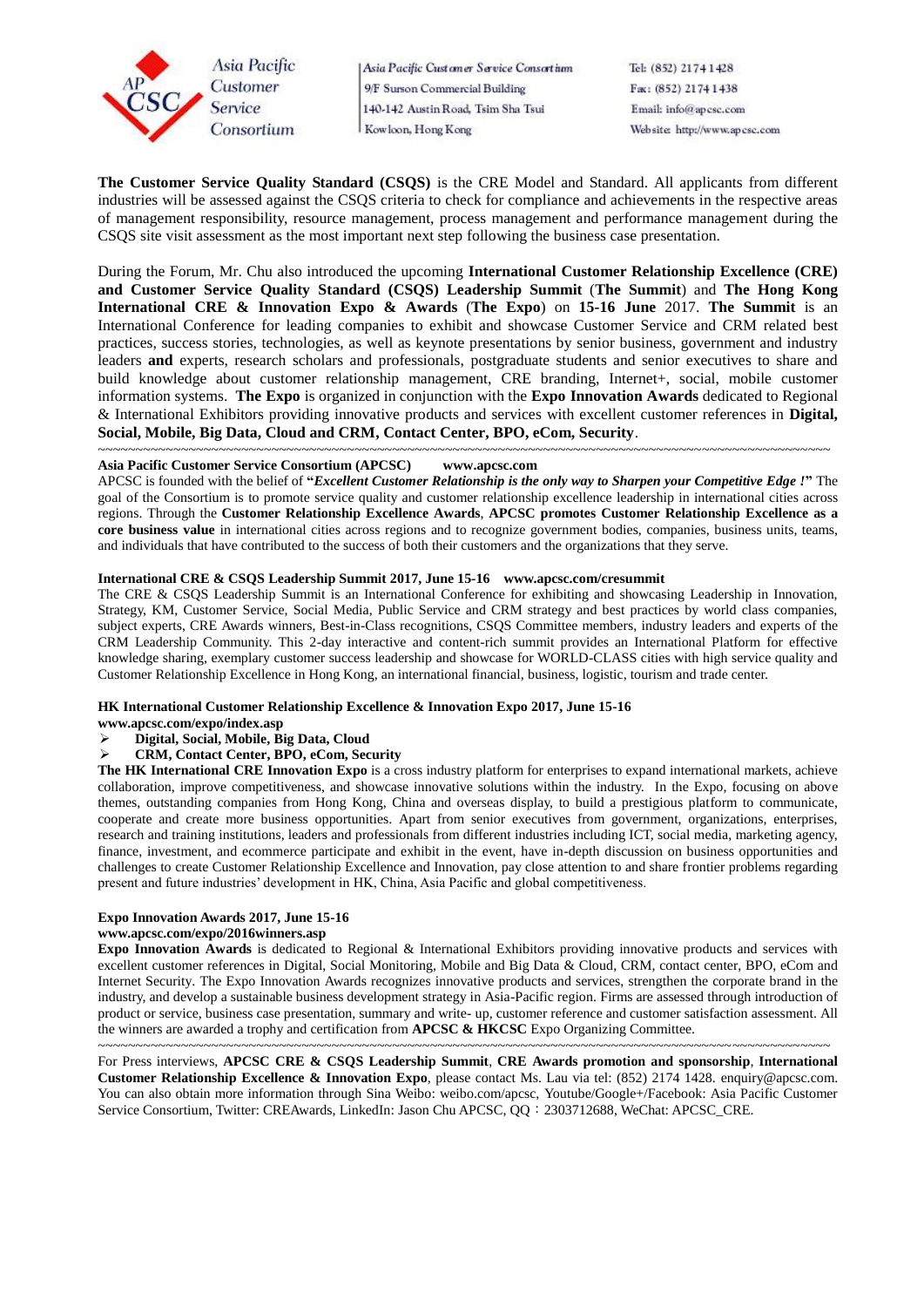**The Customer Service Quality Standard (CSQS)** is the CRE Model and Standard. All applicants from different industries will be assessed against the CSQS criteria to check for compliance and achievements in the respective areas of management responsibility, resource management, process management and performance management during the CSQS site visit assessment as the most important next step following the business case presentation.

During the Forum, Mr. Chu also introduced the upcoming **International Customer Relationship Excellence (CRE) and Customer Service Quality Standard (CSQS) Leadership Summit** (**The Summit**) and **The Hong Kong International CRE & Innovation Expo & Awards** (**The Expo**) on **15-16 June** 2017. **The Summit** is an International Conference for leading companies to exhibit and showcase Customer Service and CRM related best practices, success stories, technologies, as well as keynote presentations by senior business, government and industry leaders **and** experts, research scholars and professionals, postgraduate students and senior executives to share and build knowledge about customer relationship management, CRE branding, Internet+, social, mobile customer information systems. **The Expo** is organized in conjunction with the **Expo Innovation Awards** dedicated to Regional & International Exhibitors providing innovative products and services with excellent customer references in **Digital, Social, Mobile, Big Data, Cloud and CRM, Contact Center, BPO, eCom, Security**.

~~~~~~~~~~~~~~~~~~~~~~~~~~~~~~~~~~~~~~~~~~~~~~~~~~~~~~~~~~~~~~~~~~~~~~~~~~~~~~~~~~~~~~~~~~~~~~~~~~~~~~~~~~

**Asia Pacific Customer Service Consortium (APCSC)** **www.apcsc.com**

APCSC is founded with the belief of **"*Excellent Customer Relationship is the only way to Sharpen your Competitive Edge !*"** The goal of the Consortium is to promote service quality and customer relationship excellence leadership in international cities across regions. Through the **Customer Relationship Excellence Awards**, **APCSC promotes Customer Relationship Excellence as a core business value** in international cities across regions and to recognize government bodies, companies, business units, teams, and individuals that have contributed to the success of both their customers and the organizations that they serve.

**International CRE & CSQS Leadership Summit 2017, June 15-16 www.apcsc.com/cresummit**

The CRE & CSQS Leadership Summit is an International Conference for exhibiting and showcasing Leadership in Innovation, Strategy, KM, Customer Service, Social Media, Public Service and CRM strategy and best practices by world class companies, subject experts, CRE Awards winners, Best-in-Class recognitions, CSQS Committee members, industry leaders and experts of the CRM Leadership Community. This 2-day interactive and content-rich summit provides an International Platform for effective knowledge sharing, exemplary customer success leadership and showcase for WORLD-CLASS cities with high service quality and Customer Relationship Excellence in Hong Kong, an international financial, business, logistic, tourism and trade center.

**HK International Customer Relationship Excellence & Innovation Expo 2017, June 15-16**
**www.apcsc.com/expo/index.asp**

- **Digital, Social, Mobile, Big Data, Cloud**
- **CRM, Contact Center, BPO, eCom, Security**

**The HK International CRE Innovation Expo** is a cross industry platform for enterprises to expand international markets, achieve collaboration, improve competitiveness, and showcase innovative solutions within the industry. In the Expo, focusing on above themes, outstanding companies from Hong Kong, China and overseas display, to build a prestigious platform to communicate, cooperate and create more business opportunities. Apart from senior executives from government, organizations, enterprises, research and training institutions, leaders and professionals from different industries including ICT, social media, marketing agency, finance, investment, and ecommerce participate and exhibit in the event, have in-depth discussion on business opportunities and challenges to create Customer Relationship Excellence and Innovation, pay close attention to and share frontier problems regarding present and future industries' development in HK, China, Asia Pacific and global competitiveness.

**Expo Innovation Awards 2017, June 15-16**
**www.apcsc.com/expo/2016winners.asp**

**Expo Innovation Awards** is dedicated to Regional & International Exhibitors providing innovative products and services with excellent customer references in Digital, Social Monitoring, Mobile and Big Data & Cloud, CRM, contact center, BPO, eCom and Internet Security. The Expo Innovation Awards recognizes innovative products and services, strengthen the corporate brand in the industry, and develop a sustainable business development strategy in Asia-Pacific region. Firms are assessed through introduction of product or service, business case presentation, summary and write- up, customer reference and customer satisfaction assessment. All the winners are awarded a trophy and certification from **APCSC & HKCSC** Expo Organizing Committee.

~~~~~~~~~~~~~~~~~~~~~~~~~~~~~~~~~~~~~~~~~~~~~~~~~~~~~~~~~~~~~~~~~~~~~~~~~~~~~~~~~~~~~~~~~~~~~~~~~~~~~~~~~~

For Press interviews, **APCSC CRE & CSQS Leadership Summit**, **CRE Awards promotion and sponsorship**, **International Customer Relationship Excellence & Innovation Expo**, please contact Ms. Lau via tel: (852) 2174 1428. enquiry@apcsc.com. You can also obtain more information through Sina Weibo: weibo.com/apcsc, Youtube/Google+/Facebook: Asia Pacific Customer Service Consortium, Twitter: CREAwards, LinkedIn: Jason Chu APCSC, QQ：2303712688, WeChat: APCSC_CRE.